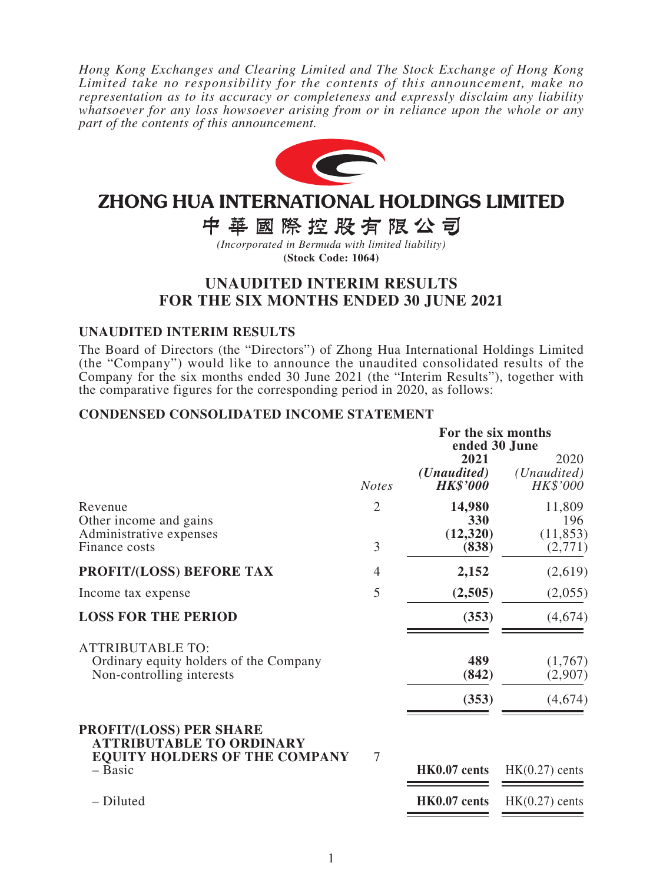*Hong Kong Exchanges and Clearing Limited and The Stock Exchange of Hong Kong Limited take no responsibility for the contents of this announcement, make no representation as to its accuracy or completeness and expressly disclaim any liability whatsoever for any loss howsoever arising from or in reliance upon the whole or any part of the contents of this announcement.*

# ZHONG HUA INTERNATIONAL HOLDINGS LIMITED

# 中華國際控股有限公司

*(Incorporated in Bermuda with limited liability)*

**(Stock Code: 1064)**

## UNAUDITED INTERIM RESULTS FOR THE SIX MONTHS ENDED 30 JUNE 2021

### UNAUDITED INTERIM RESULTS

The Board of Directors (the "Directors") of Zhong Hua International Holdings Limited (the "Company") would like to announce the unaudited consolidated results of the Company for the six months ended 30 June 2021 (the "Interim Results"), together with the comparative figures for the corresponding period in 2020, as follows:

### CONDENSED CONSOLIDATED INCOME STATEMENT

| | | For the six months ended 30 June | |
|---|---|---|---|
| | | **2021** | 2020 |
| | | ***(Unaudited)*** | *(Unaudited)* |
| | *Notes* | ***HK$'000*** | *HK$'000* |
| Revenue | 2 | **14,980** | 11,809 |
| Other income and gains | | **330** | 196 |
| Administrative expenses | | **(12,320)** | (11,853) |
| Finance costs | 3 | **(838)** | (2,771) |
| **PROFIT/(LOSS) BEFORE TAX** | 4 | **2,152** | (2,619) |
| Income tax expense | 5 | **(2,505)** | (2,055) |
| **LOSS FOR THE PERIOD** | | **(353)** | (4,674) |
| ATTRIBUTABLE TO: | | | |
| Ordinary equity holders of the Company | | **489** | (1,767) |
| Non-controlling interests | | **(842)** | (2,907) |
| | | **(353)** | (4,674) |
| **PROFIT/(LOSS) PER SHARE ATTRIBUTABLE TO ORDINARY EQUITY HOLDERS OF THE COMPANY** | 7 | | |
| – Basic | | **HK0.07 cents** | HK(0.27) cents |
| – Diluted | | **HK0.07 cents** | HK(0.27) cents |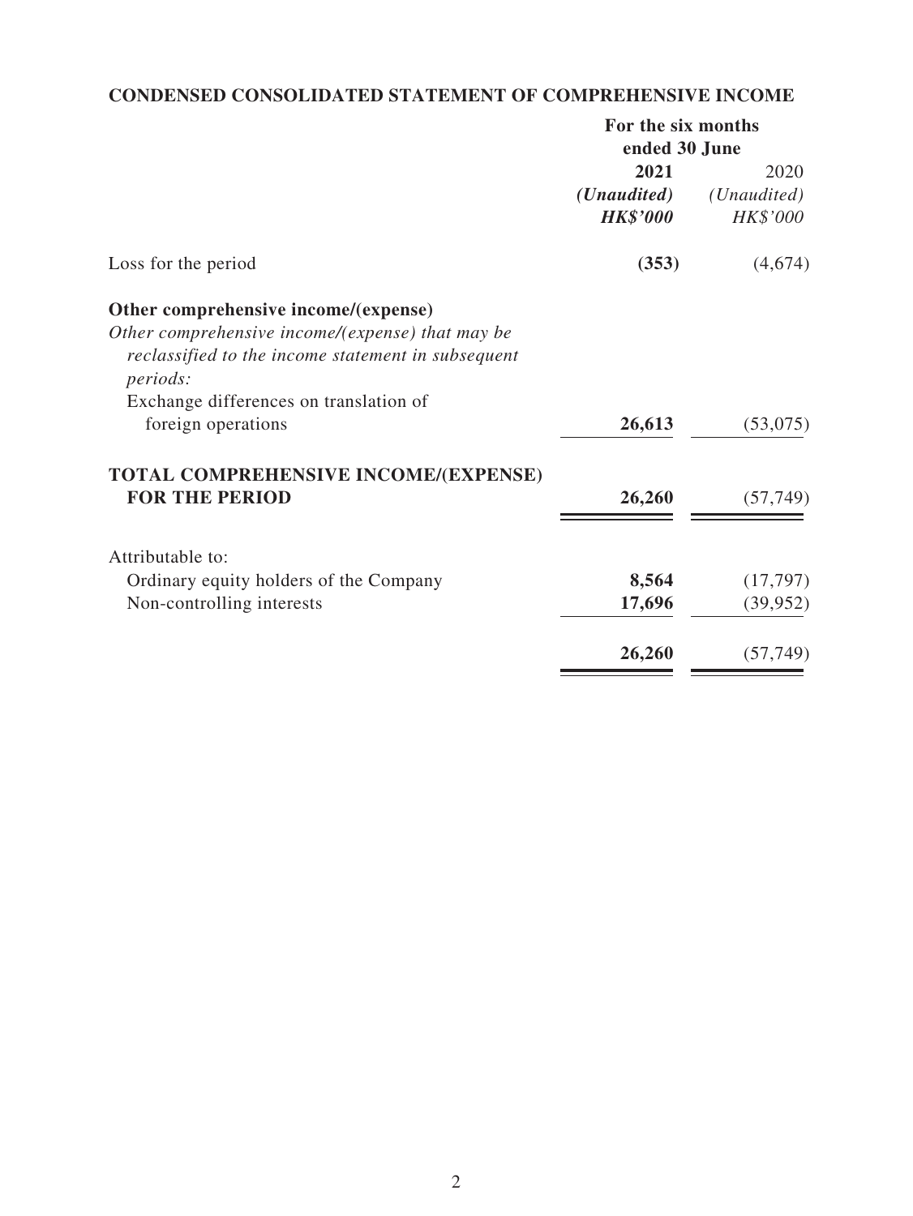## CONDENSED CONSOLIDATED STATEMENT OF COMPREHENSIVE INCOME

| | For the six months ended 30 June | |
|---|---|---|
| | **2021** | 2020 |
| | ***(Unaudited)*** | *(Unaudited)* |
| | ***HK$'000*** | *HK$'000* |
| Loss for the period | **(353)** | (4,674) |
| **Other comprehensive income/(expense)** | | |
| *Other comprehensive income/(expense) that may be reclassified to the income statement in subsequent periods:* | | |
| Exchange differences on translation of foreign operations | **26,613** | (53,075) |
| **TOTAL COMPREHENSIVE INCOME/(EXPENSE) FOR THE PERIOD** | **26,260** | (57,749) |
| Attributable to: | | |
| Ordinary equity holders of the Company | **8,564** | (17,797) |
| Non-controlling interests | **17,696** | (39,952) |
| | **26,260** | (57,749) |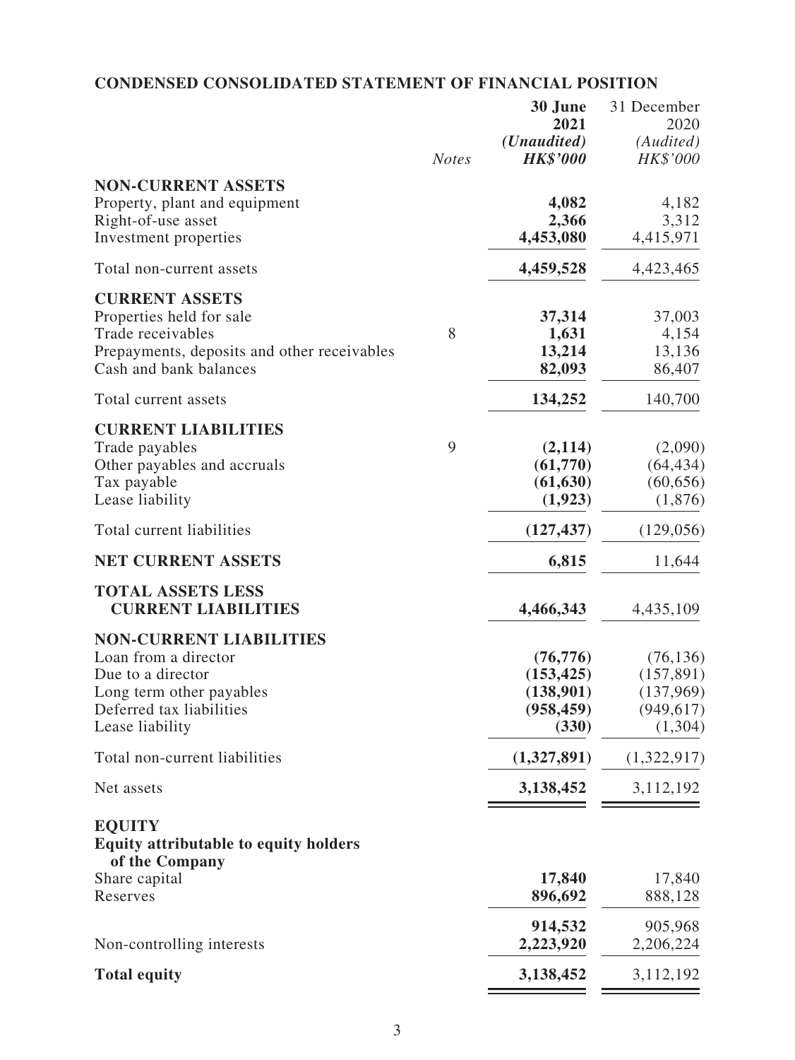## CONDENSED CONSOLIDATED STATEMENT OF FINANCIAL POSITION

| | Notes | 30 June 2021 (Unaudited) HK$'000 | 31 December 2020 (Audited) HK$'000 |
|---|---|---|---|
| **NON-CURRENT ASSETS** | | | |
| Property, plant and equipment | | **4,082** | 4,182 |
| Right-of-use asset | | **2,366** | 3,312 |
| Investment properties | | **4,453,080** | 4,415,971 |
| Total non-current assets | | **4,459,528** | 4,423,465 |
| **CURRENT ASSETS** | | | |
| Properties held for sale | | **37,314** | 37,003 |
| Trade receivables | 8 | **1,631** | 4,154 |
| Prepayments, deposits and other receivables | | **13,214** | 13,136 |
| Cash and bank balances | | **82,093** | 86,407 |
| Total current assets | | **134,252** | 140,700 |
| **CURRENT LIABILITIES** | | | |
| Trade payables | 9 | **(2,114)** | (2,090) |
| Other payables and accruals | | **(61,770)** | (64,434) |
| Tax payable | | **(61,630)** | (60,656) |
| Lease liability | | **(1,923)** | (1,876) |
| Total current liabilities | | **(127,437)** | (129,056) |
| **NET CURRENT ASSETS** | | **6,815** | 11,644 |
| **TOTAL ASSETS LESS CURRENT LIABILITIES** | | **4,466,343** | 4,435,109 |
| **NON-CURRENT LIABILITIES** | | | |
| Loan from a director | | **(76,776)** | (76,136) |
| Due to a director | | **(153,425)** | (157,891) |
| Long term other payables | | **(138,901)** | (137,969) |
| Deferred tax liabilities | | **(958,459)** | (949,617) |
| Lease liability | | **(330)** | (1,304) |
| Total non-current liabilities | | **(1,327,891)** | (1,322,917) |
| Net assets | | **3,138,452** | 3,112,192 |
| **EQUITY** | | | |
| **Equity attributable to equity holders of the Company** | | | |
| Share capital | | **17,840** | 17,840 |
| Reserves | | **896,692** | 888,128 |
| | | **914,532** | 905,968 |
| Non-controlling interests | | **2,223,920** | 2,206,224 |
| **Total equity** | | **3,138,452** | 3,112,192 |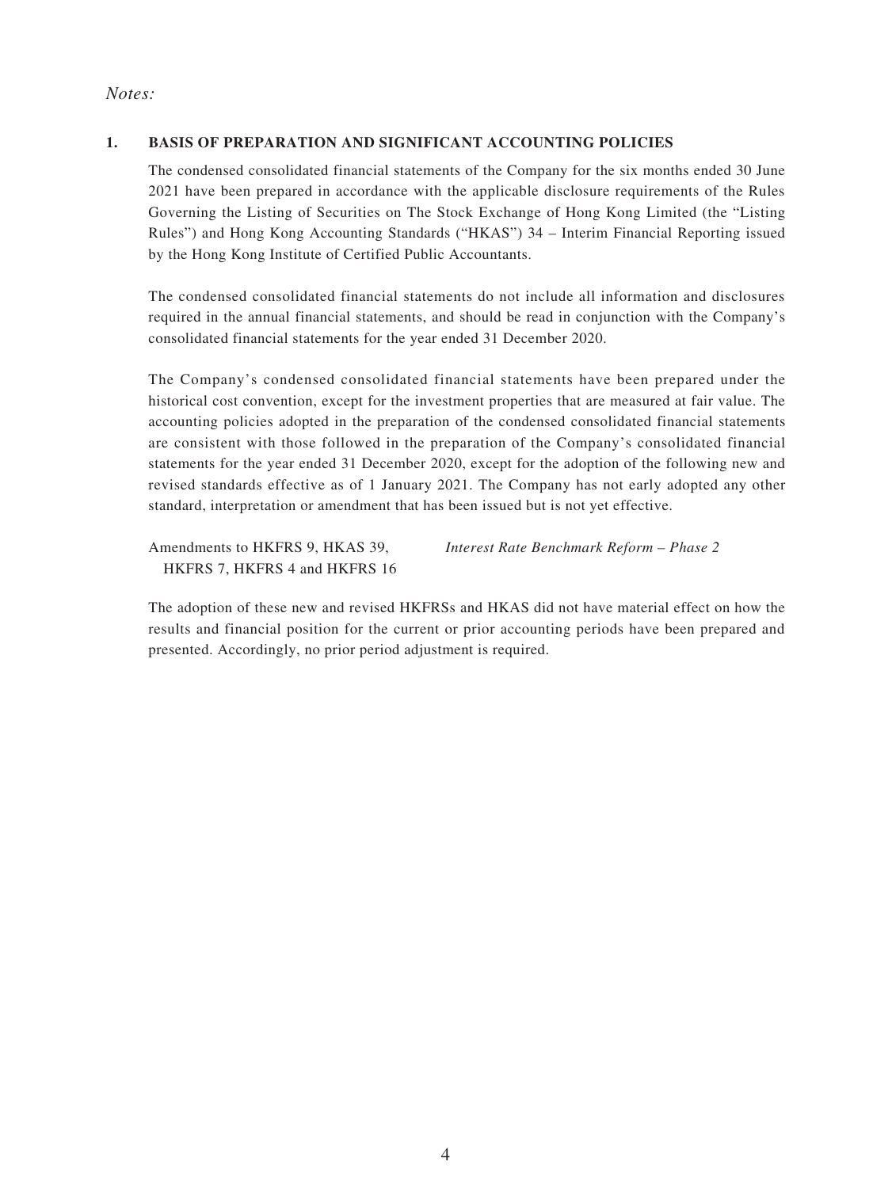*Notes:*

## 1. BASIS OF PREPARATION AND SIGNIFICANT ACCOUNTING POLICIES

The condensed consolidated financial statements of the Company for the six months ended 30 June 2021 have been prepared in accordance with the applicable disclosure requirements of the Rules Governing the Listing of Securities on The Stock Exchange of Hong Kong Limited (the "Listing Rules") and Hong Kong Accounting Standards ("HKAS") 34 – Interim Financial Reporting issued by the Hong Kong Institute of Certified Public Accountants.

The condensed consolidated financial statements do not include all information and disclosures required in the annual financial statements, and should be read in conjunction with the Company's consolidated financial statements for the year ended 31 December 2020.

The Company's condensed consolidated financial statements have been prepared under the historical cost convention, except for the investment properties that are measured at fair value. The accounting policies adopted in the preparation of the condensed consolidated financial statements are consistent with those followed in the preparation of the Company's consolidated financial statements for the year ended 31 December 2020, except for the adoption of the following new and revised standards effective as of 1 January 2021. The Company has not early adopted any other standard, interpretation or amendment that has been issued but is not yet effective.

| | |
|---|---|
| Amendments to HKFRS 9, HKAS 39, HKFRS 7, HKFRS 4 and HKFRS 16 | *Interest Rate Benchmark Reform – Phase 2* |

The adoption of these new and revised HKFRSs and HKAS did not have material effect on how the results and financial position for the current or prior accounting periods have been prepared and presented. Accordingly, no prior period adjustment is required.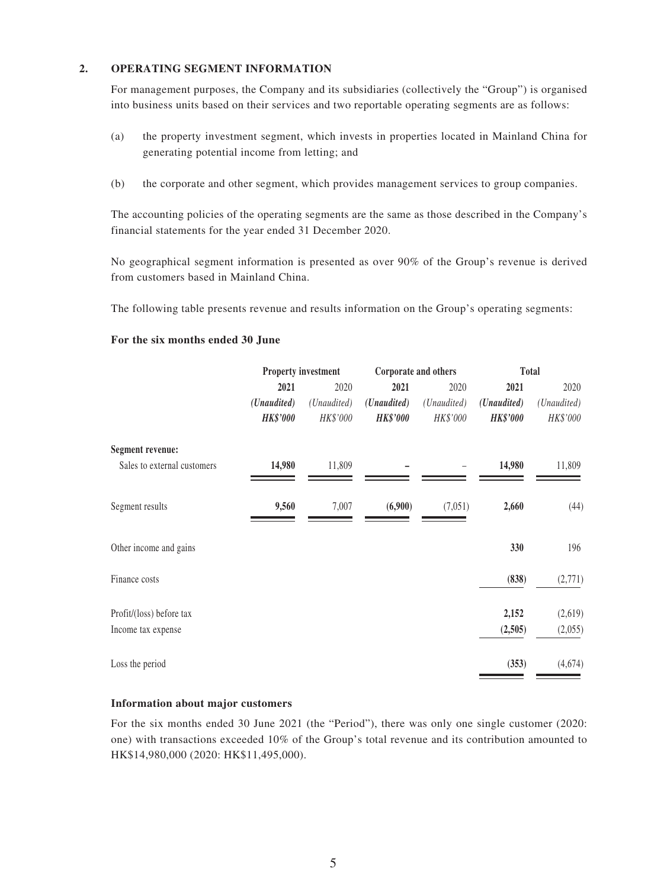## 2. OPERATING SEGMENT INFORMATION

For management purposes, the Company and its subsidiaries (collectively the "Group") is organised into business units based on their services and two reportable operating segments are as follows:

(a) the property investment segment, which invests in properties located in Mainland China for generating potential income from letting; and

(b) the corporate and other segment, which provides management services to group companies.

The accounting policies of the operating segments are the same as those described in the Company's financial statements for the year ended 31 December 2020.

No geographical segment information is presented as over 90% of the Group's revenue is derived from customers based in Mainland China.

The following table presents revenue and results information on the Group's operating segments:

**For the six months ended 30 June**

| | **Property investment** | | **Corporate and others** | | **Total** | |
|---|---|---|---|---|---|---|
| | **2021** | 2020 | **2021** | 2020 | **2021** | 2020 |
| | ***(Unaudited)*** | *(Unaudited)* | ***(Unaudited)*** | *(Unaudited)* | ***(Unaudited)*** | *(Unaudited)* |
| | ***HK$'000*** | *HK$'000* | ***HK$'000*** | *HK$'000* | ***HK$'000*** | *HK$'000* |
| **Segment revenue:** | | | | | | |
| Sales to external customers | **14,980** | 11,809 | **–** | – | **14,980** | 11,809 |
| Segment results | **9,560** | 7,007 | **(6,900)** | (7,051) | **2,660** | (44) |
| Other income and gains | | | | | **330** | 196 |
| Finance costs | | | | | **(838)** | (2,771) |
| Profit/(loss) before tax | | | | | **2,152** | (2,619) |
| Income tax expense | | | | | **(2,505)** | (2,055) |
| Loss the period | | | | | **(353)** | (4,674) |

**Information about major customers**

For the six months ended 30 June 2021 (the "Period"), there was only one single customer (2020: one) with transactions exceeded 10% of the Group's total revenue and its contribution amounted to HK$14,980,000 (2020: HK$11,495,000).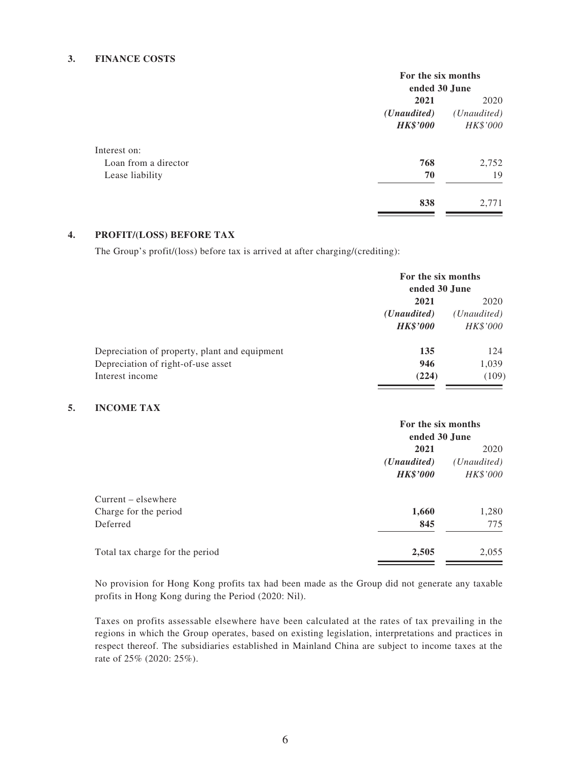### 3. FINANCE COSTS

| | For the six months ended 30 June | |
|---|---|---|
| | **2021** | 2020 |
| | ***(Unaudited)*** | *(Unaudited)* |
| | ***HK$'000*** | *HK$'000* |
| Interest on: | | |
| Loan from a director | **768** | 2,752 |
| Lease liability | **70** | 19 |
| | **838** | 2,771 |

### 4. PROFIT/(LOSS) BEFORE TAX

The Group's profit/(loss) before tax is arrived at after charging/(crediting):

| | For the six months ended 30 June | |
|---|---|---|
| | **2021** | 2020 |
| | ***(Unaudited)*** | *(Unaudited)* |
| | ***HK$'000*** | *HK$'000* |
| Depreciation of property, plant and equipment | **135** | 124 |
| Depreciation of right-of-use asset | **946** | 1,039 |
| Interest income | **(224)** | (109) |

### 5. INCOME TAX

| | For the six months ended 30 June | |
|---|---|---|
| | **2021** | 2020 |
| | ***(Unaudited)*** | *(Unaudited)* |
| | ***HK$'000*** | *HK$'000* |
| Current – elsewhere | | |
| Charge for the period | **1,660** | 1,280 |
| Deferred | **845** | 775 |
| Total tax charge for the period | **2,505** | 2,055 |

No provision for Hong Kong profits tax had been made as the Group did not generate any taxable profits in Hong Kong during the Period (2020: Nil).

Taxes on profits assessable elsewhere have been calculated at the rates of tax prevailing in the regions in which the Group operates, based on existing legislation, interpretations and practices in respect thereof. The subsidiaries established in Mainland China are subject to income taxes at the rate of 25% (2020: 25%).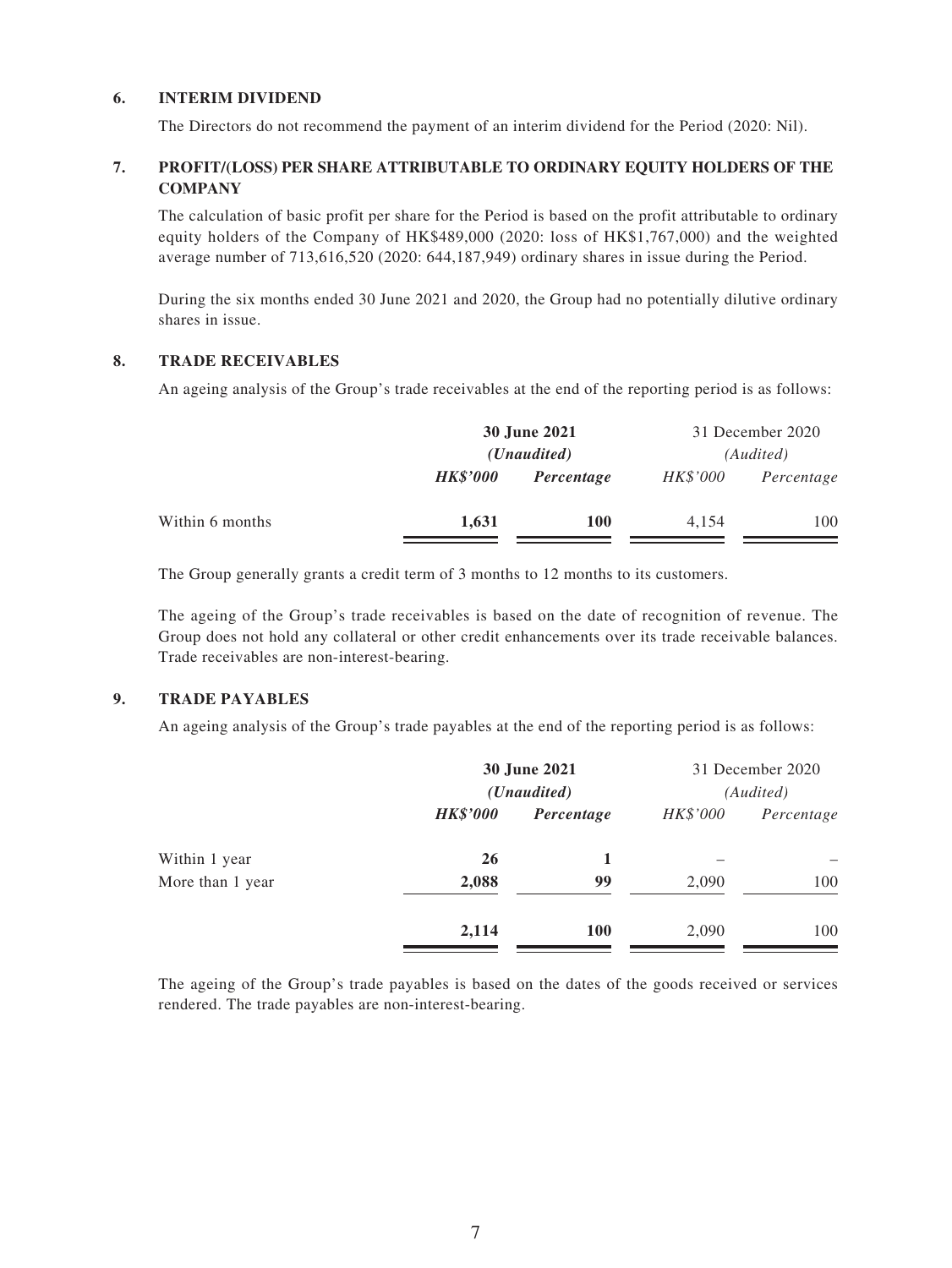## 6. INTERIM DIVIDEND

The Directors do not recommend the payment of an interim dividend for the Period (2020: Nil).

## 7. PROFIT/(LOSS) PER SHARE ATTRIBUTABLE TO ORDINARY EQUITY HOLDERS OF THE COMPANY

The calculation of basic profit per share for the Period is based on the profit attributable to ordinary equity holders of the Company of HK$489,000 (2020: loss of HK$1,767,000) and the weighted average number of 713,616,520 (2020: 644,187,949) ordinary shares in issue during the Period.

During the six months ended 30 June 2021 and 2020, the Group had no potentially dilutive ordinary shares in issue.

## 8. TRADE RECEIVABLES

An ageing analysis of the Group's trade receivables at the end of the reporting period is as follows:

| | **30 June 2021** | | 31 December 2020 | |
|---|---|---|---|---|
| | ***(Unaudited)*** | | *(Audited)* | |
| | ***HK$'000*** | ***Percentage*** | *HK$'000* | *Percentage* |
| Within 6 months | **1,631** | **100** | 4,154 | 100 |

The Group generally grants a credit term of 3 months to 12 months to its customers.

The ageing of the Group's trade receivables is based on the date of recognition of revenue. The Group does not hold any collateral or other credit enhancements over its trade receivable balances. Trade receivables are non-interest-bearing.

## 9. TRADE PAYABLES

An ageing analysis of the Group's trade payables at the end of the reporting period is as follows:

| | **30 June 2021** | | 31 December 2020 | |
|---|---|---|---|---|
| | ***(Unaudited)*** | | *(Audited)* | |
| | ***HK$'000*** | ***Percentage*** | *HK$'000* | *Percentage* |
| Within 1 year | **26** | **1** | – | – |
| More than 1 year | **2,088** | **99** | 2,090 | 100 |
| | **2,114** | **100** | 2,090 | 100 |

The ageing of the Group's trade payables is based on the dates of the goods received or services rendered. The trade payables are non-interest-bearing.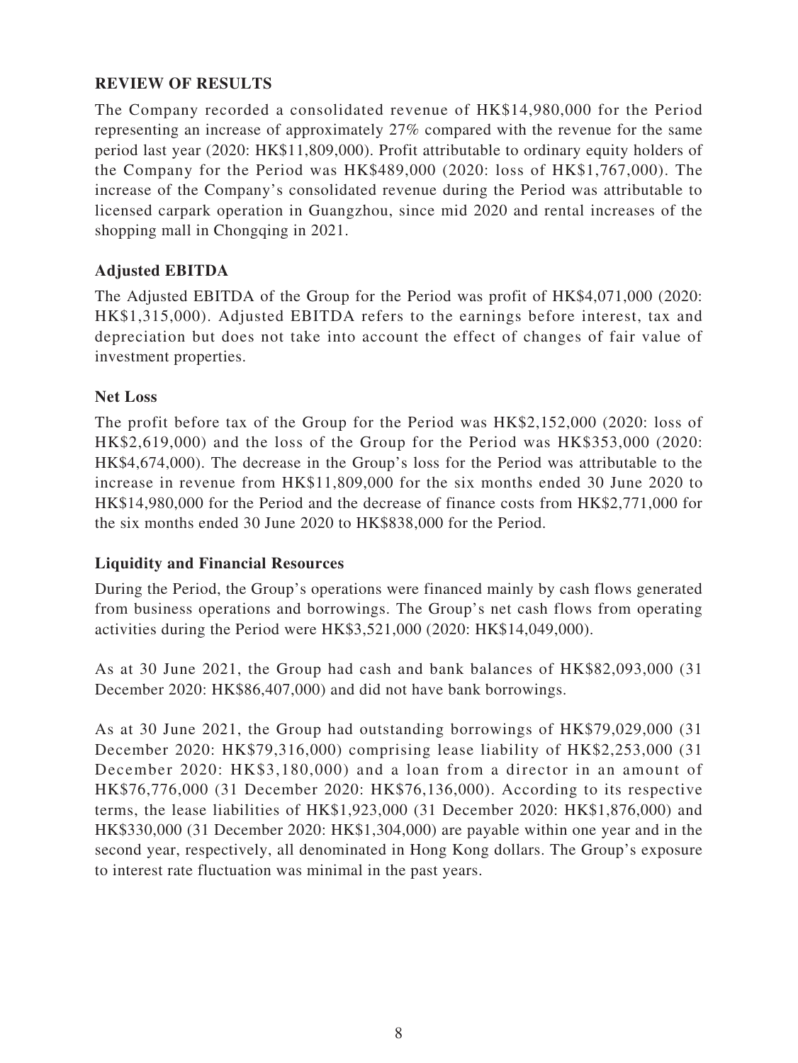## REVIEW OF RESULTS

The Company recorded a consolidated revenue of HK$14,980,000 for the Period representing an increase of approximately 27% compared with the revenue for the same period last year (2020: HK$11,809,000). Profit attributable to ordinary equity holders of the Company for the Period was HK$489,000 (2020: loss of HK$1,767,000). The increase of the Company's consolidated revenue during the Period was attributable to licensed carpark operation in Guangzhou, since mid 2020 and rental increases of the shopping mall in Chongqing in 2021.

### Adjusted EBITDA

The Adjusted EBITDA of the Group for the Period was profit of HK$4,071,000 (2020: HK$1,315,000). Adjusted EBITDA refers to the earnings before interest, tax and depreciation but does not take into account the effect of changes of fair value of investment properties.

### Net Loss

The profit before tax of the Group for the Period was HK$2,152,000 (2020: loss of HK$2,619,000) and the loss of the Group for the Period was HK$353,000 (2020: HK$4,674,000). The decrease in the Group's loss for the Period was attributable to the increase in revenue from HK$11,809,000 for the six months ended 30 June 2020 to HK$14,980,000 for the Period and the decrease of finance costs from HK$2,771,000 for the six months ended 30 June 2020 to HK$838,000 for the Period.

### Liquidity and Financial Resources

During the Period, the Group's operations were financed mainly by cash flows generated from business operations and borrowings. The Group's net cash flows from operating activities during the Period were HK$3,521,000 (2020: HK$14,049,000).

As at 30 June 2021, the Group had cash and bank balances of HK$82,093,000 (31 December 2020: HK$86,407,000) and did not have bank borrowings.

As at 30 June 2021, the Group had outstanding borrowings of HK$79,029,000 (31 December 2020: HK$79,316,000) comprising lease liability of HK$2,253,000 (31 December 2020: HK$3,180,000) and a loan from a director in an amount of HK$76,776,000 (31 December 2020: HK$76,136,000). According to its respective terms, the lease liabilities of HK$1,923,000 (31 December 2020: HK$1,876,000) and HK$330,000 (31 December 2020: HK$1,304,000) are payable within one year and in the second year, respectively, all denominated in Hong Kong dollars. The Group's exposure to interest rate fluctuation was minimal in the past years.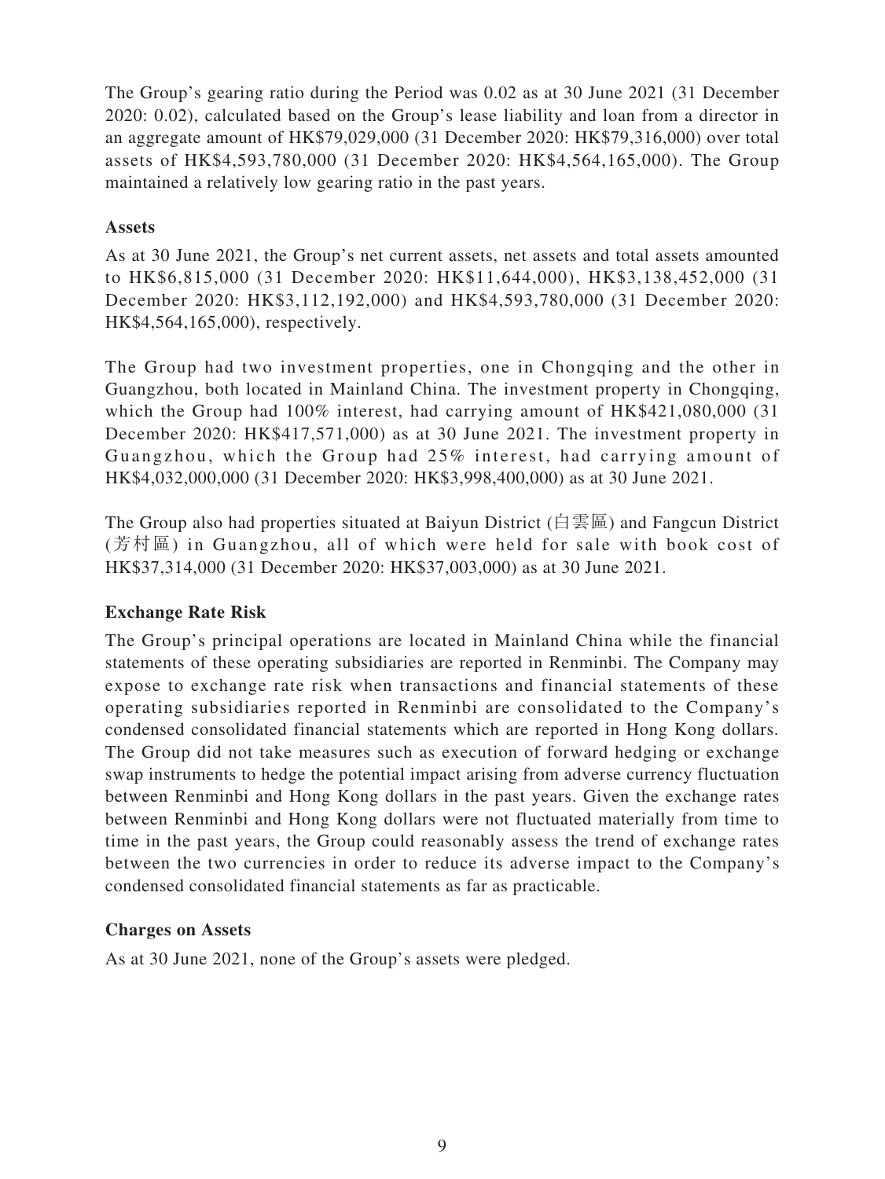The Group's gearing ratio during the Period was 0.02 as at 30 June 2021 (31 December 2020: 0.02), calculated based on the Group's lease liability and loan from a director in an aggregate amount of HK$79,029,000 (31 December 2020: HK$79,316,000) over total assets of HK$4,593,780,000 (31 December 2020: HK$4,564,165,000). The Group maintained a relatively low gearing ratio in the past years.

**Assets**

As at 30 June 2021, the Group's net current assets, net assets and total assets amounted to HK$6,815,000 (31 December 2020: HK$11,644,000), HK$3,138,452,000 (31 December 2020: HK$3,112,192,000) and HK$4,593,780,000 (31 December 2020: HK$4,564,165,000), respectively.

The Group had two investment properties, one in Chongqing and the other in Guangzhou, both located in Mainland China. The investment property in Chongqing, which the Group had 100% interest, had carrying amount of HK$421,080,000 (31 December 2020: HK$417,571,000) as at 30 June 2021. The investment property in Guangzhou, which the Group had 25% interest, had carrying amount of HK$4,032,000,000 (31 December 2020: HK$3,998,400,000) as at 30 June 2021.

The Group also had properties situated at Baiyun District (白雲區) and Fangcun District (芳村區) in Guangzhou, all of which were held for sale with book cost of HK$37,314,000 (31 December 2020: HK$37,003,000) as at 30 June 2021.

**Exchange Rate Risk**

The Group's principal operations are located in Mainland China while the financial statements of these operating subsidiaries are reported in Renminbi. The Company may expose to exchange rate risk when transactions and financial statements of these operating subsidiaries reported in Renminbi are consolidated to the Company's condensed consolidated financial statements which are reported in Hong Kong dollars. The Group did not take measures such as execution of forward hedging or exchange swap instruments to hedge the potential impact arising from adverse currency fluctuation between Renminbi and Hong Kong dollars in the past years. Given the exchange rates between Renminbi and Hong Kong dollars were not fluctuated materially from time to time in the past years, the Group could reasonably assess the trend of exchange rates between the two currencies in order to reduce its adverse impact to the Company's condensed consolidated financial statements as far as practicable.

**Charges on Assets**

As at 30 June 2021, none of the Group's assets were pledged.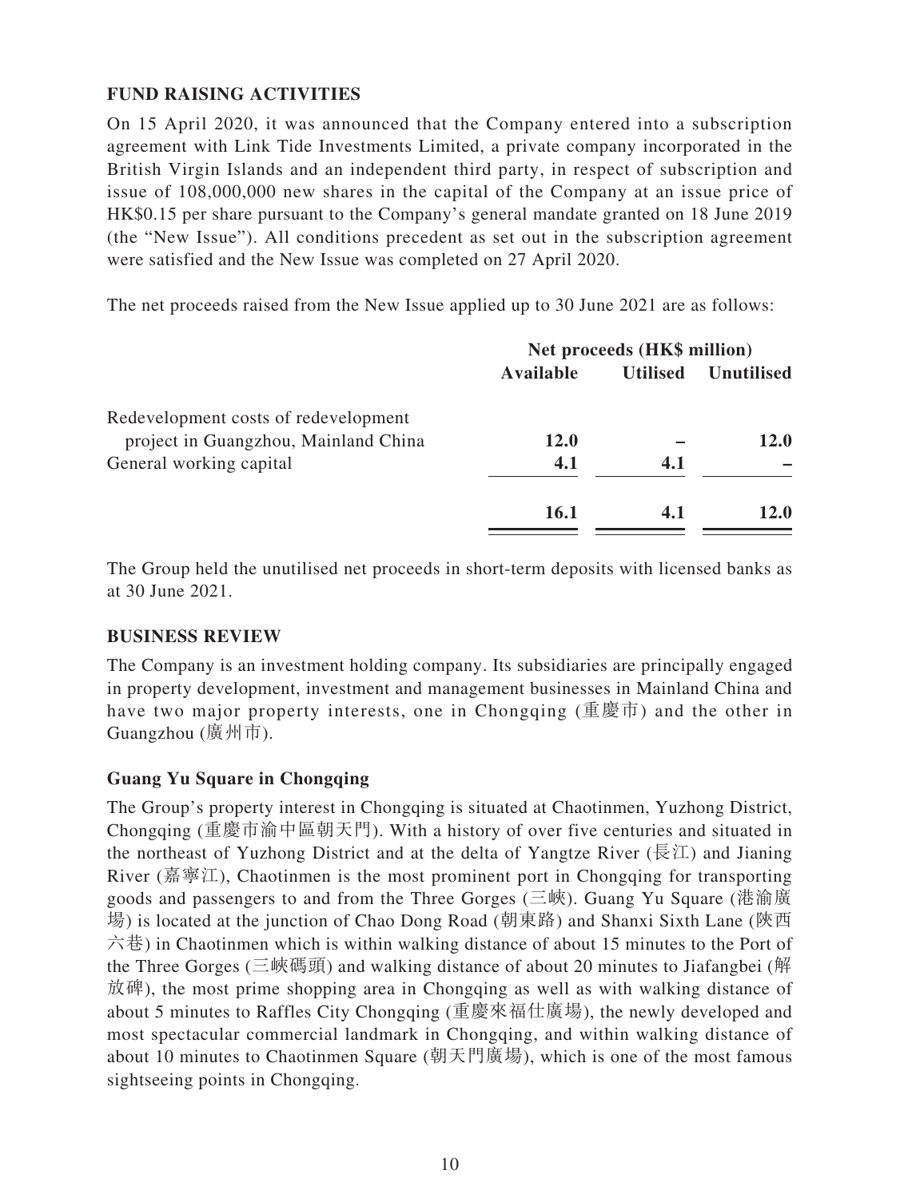## FUND RAISING ACTIVITIES

On 15 April 2020, it was announced that the Company entered into a subscription agreement with Link Tide Investments Limited, a private company incorporated in the British Virgin Islands and an independent third party, in respect of subscription and issue of 108,000,000 new shares in the capital of the Company at an issue price of HK$0.15 per share pursuant to the Company's general mandate granted on 18 June 2019 (the "New Issue"). All conditions precedent as set out in the subscription agreement were satisfied and the New Issue was completed on 27 April 2020.

The net proceeds raised from the New Issue applied up to 30 June 2021 are as follows:

| | Net proceeds (HK$ million) | | |
|---|---|---|---|
| | **Available** | **Utilised** | **Unutilised** |
| Redevelopment costs of redevelopment project in Guangzhou, Mainland China | **12.0** | – | **12.0** |
| General working capital | **4.1** | **4.1** | – |
| | **16.1** | **4.1** | **12.0** |

The Group held the unutilised net proceeds in short-term deposits with licensed banks as at 30 June 2021.

## BUSINESS REVIEW

The Company is an investment holding company. Its subsidiaries are principally engaged in property development, investment and management businesses in Mainland China and have two major property interests, one in Chongqing (重慶市) and the other in Guangzhou (廣州市).

### Guang Yu Square in Chongqing

The Group's property interest in Chongqing is situated at Chaotinmen, Yuzhong District, Chongqing (重慶市渝中區朝天門). With a history of over five centuries and situated in the northeast of Yuzhong District and at the delta of Yangtze River (長江) and Jianing River (嘉寧江), Chaotinmen is the most prominent port in Chongqing for transporting goods and passengers to and from the Three Gorges (三峽). Guang Yu Square (港渝廣場) is located at the junction of Chao Dong Road (朝東路) and Shanxi Sixth Lane (陝西六巷) in Chaotinmen which is within walking distance of about 15 minutes to the Port of the Three Gorges (三峽碼頭) and walking distance of about 20 minutes to Jiafangbei (解放碑), the most prime shopping area in Chongqing as well as with walking distance of about 5 minutes to Raffles City Chongqing (重慶來福仕廣場), the newly developed and most spectacular commercial landmark in Chongqing, and within walking distance of about 10 minutes to Chaotinmen Square (朝天門廣場), which is one of the most famous sightseeing points in Chongqing.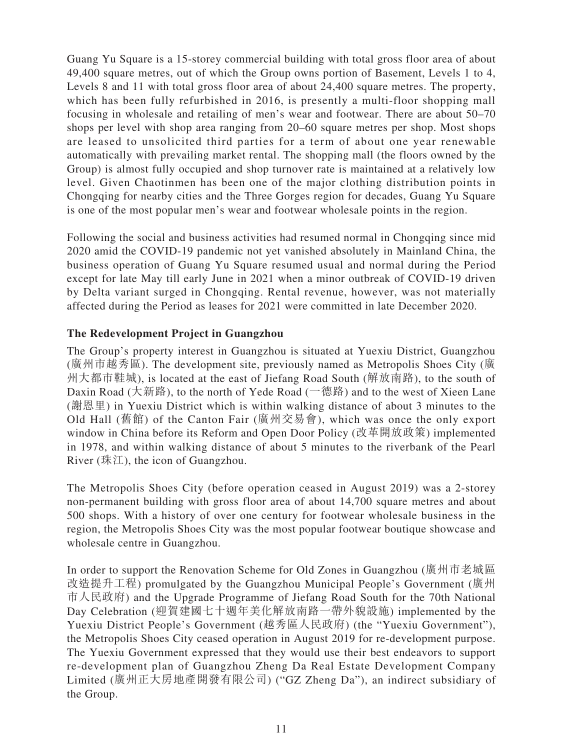Guang Yu Square is a 15-storey commercial building with total gross floor area of about 49,400 square metres, out of which the Group owns portion of Basement, Levels 1 to 4, Levels 8 and 11 with total gross floor area of about 24,400 square metres. The property, which has been fully refurbished in 2016, is presently a multi-floor shopping mall focusing in wholesale and retailing of men's wear and footwear. There are about 50–70 shops per level with shop area ranging from 20–60 square metres per shop. Most shops are leased to unsolicited third parties for a term of about one year renewable automatically with prevailing market rental. The shopping mall (the floors owned by the Group) is almost fully occupied and shop turnover rate is maintained at a relatively low level. Given Chaotinmen has been one of the major clothing distribution points in Chongqing for nearby cities and the Three Gorges region for decades, Guang Yu Square is one of the most popular men's wear and footwear wholesale points in the region.

Following the social and business activities had resumed normal in Chongqing since mid 2020 amid the COVID-19 pandemic not yet vanished absolutely in Mainland China, the business operation of Guang Yu Square resumed usual and normal during the Period except for late May till early June in 2021 when a minor outbreak of COVID-19 driven by Delta variant surged in Chongqing. Rental revenue, however, was not materially affected during the Period as leases for 2021 were committed in late December 2020.

**The Redevelopment Project in Guangzhou**

The Group's property interest in Guangzhou is situated at Yuexiu District, Guangzhou (廣州市越秀區). The development site, previously named as Metropolis Shoes City (廣州大都市鞋城), is located at the east of Jiefang Road South (解放南路), to the south of Daxin Road (大新路), to the north of Yede Road (一德路) and to the west of Xieen Lane (謝恩里) in Yuexiu District which is within walking distance of about 3 minutes to the Old Hall (舊館) of the Canton Fair (廣州交易會), which was once the only export window in China before its Reform and Open Door Policy (改革開放政策) implemented in 1978, and within walking distance of about 5 minutes to the riverbank of the Pearl River (珠江), the icon of Guangzhou.

The Metropolis Shoes City (before operation ceased in August 2019) was a 2-storey non-permanent building with gross floor area of about 14,700 square metres and about 500 shops. With a history of over one century for footwear wholesale business in the region, the Metropolis Shoes City was the most popular footwear boutique showcase and wholesale centre in Guangzhou.

In order to support the Renovation Scheme for Old Zones in Guangzhou (廣州市老城區改造提升工程) promulgated by the Guangzhou Municipal People's Government (廣州市人民政府) and the Upgrade Programme of Jiefang Road South for the 70th National Day Celebration (迎賀建國七十週年美化解放南路一帶外貌設施) implemented by the Yuexiu District People's Government (越秀區人民政府) (the "Yuexiu Government"), the Metropolis Shoes City ceased operation in August 2019 for re-development purpose. The Yuexiu Government expressed that they would use their best endeavors to support re-development plan of Guangzhou Zheng Da Real Estate Development Company Limited (廣州正大房地產開發有限公司) ("GZ Zheng Da"), an indirect subsidiary of the Group.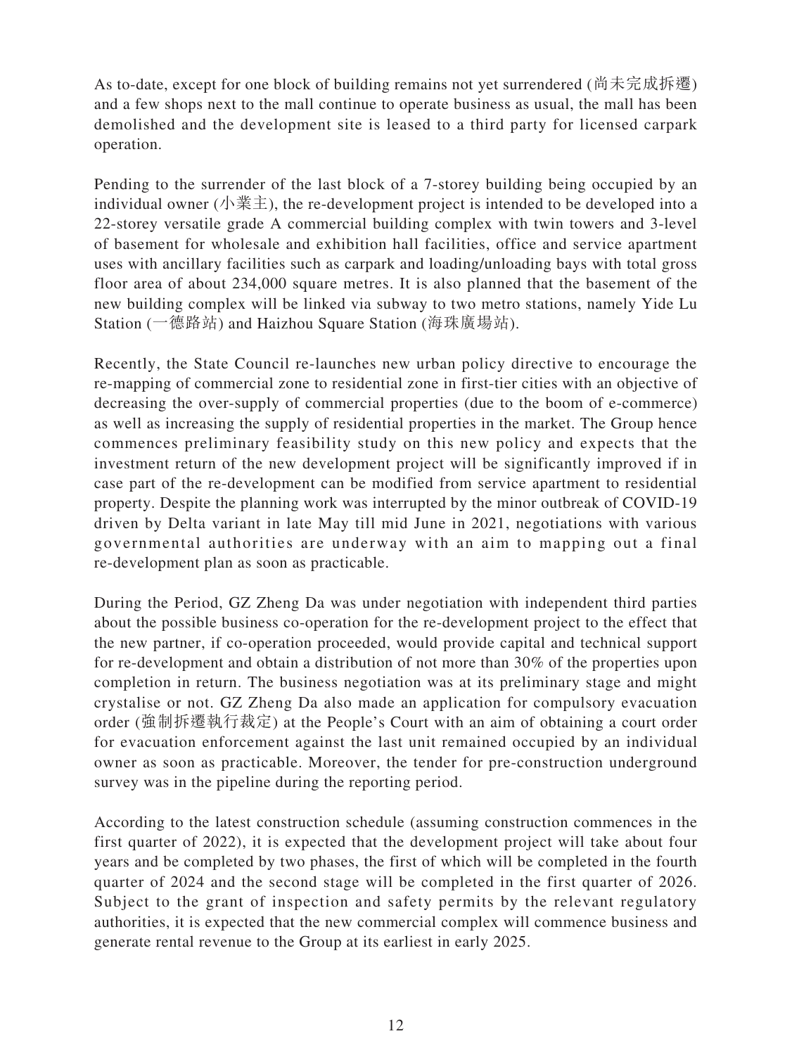As to-date, except for one block of building remains not yet surrendered (尚未完成拆遷) and a few shops next to the mall continue to operate business as usual, the mall has been demolished and the development site is leased to a third party for licensed carpark operation.

Pending to the surrender of the last block of a 7-storey building being occupied by an individual owner (小業主), the re-development project is intended to be developed into a 22-storey versatile grade A commercial building complex with twin towers and 3-level of basement for wholesale and exhibition hall facilities, office and service apartment uses with ancillary facilities such as carpark and loading/unloading bays with total gross floor area of about 234,000 square metres. It is also planned that the basement of the new building complex will be linked via subway to two metro stations, namely Yide Lu Station (一德路站) and Haizhou Square Station (海珠廣場站).

Recently, the State Council re-launches new urban policy directive to encourage the re-mapping of commercial zone to residential zone in first-tier cities with an objective of decreasing the over-supply of commercial properties (due to the boom of e-commerce) as well as increasing the supply of residential properties in the market. The Group hence commences preliminary feasibility study on this new policy and expects that the investment return of the new development project will be significantly improved if in case part of the re-development can be modified from service apartment to residential property. Despite the planning work was interrupted by the minor outbreak of COVID-19 driven by Delta variant in late May till mid June in 2021, negotiations with various governmental authorities are underway with an aim to mapping out a final re-development plan as soon as practicable.

During the Period, GZ Zheng Da was under negotiation with independent third parties about the possible business co-operation for the re-development project to the effect that the new partner, if co-operation proceeded, would provide capital and technical support for re-development and obtain a distribution of not more than 30% of the properties upon completion in return. The business negotiation was at its preliminary stage and might crystalise or not. GZ Zheng Da also made an application for compulsory evacuation order (強制拆遷執行裁定) at the People's Court with an aim of obtaining a court order for evacuation enforcement against the last unit remained occupied by an individual owner as soon as practicable. Moreover, the tender for pre-construction underground survey was in the pipeline during the reporting period.

According to the latest construction schedule (assuming construction commences in the first quarter of 2022), it is expected that the development project will take about four years and be completed by two phases, the first of which will be completed in the fourth quarter of 2024 and the second stage will be completed in the first quarter of 2026. Subject to the grant of inspection and safety permits by the relevant regulatory authorities, it is expected that the new commercial complex will commence business and generate rental revenue to the Group at its earliest in early 2025.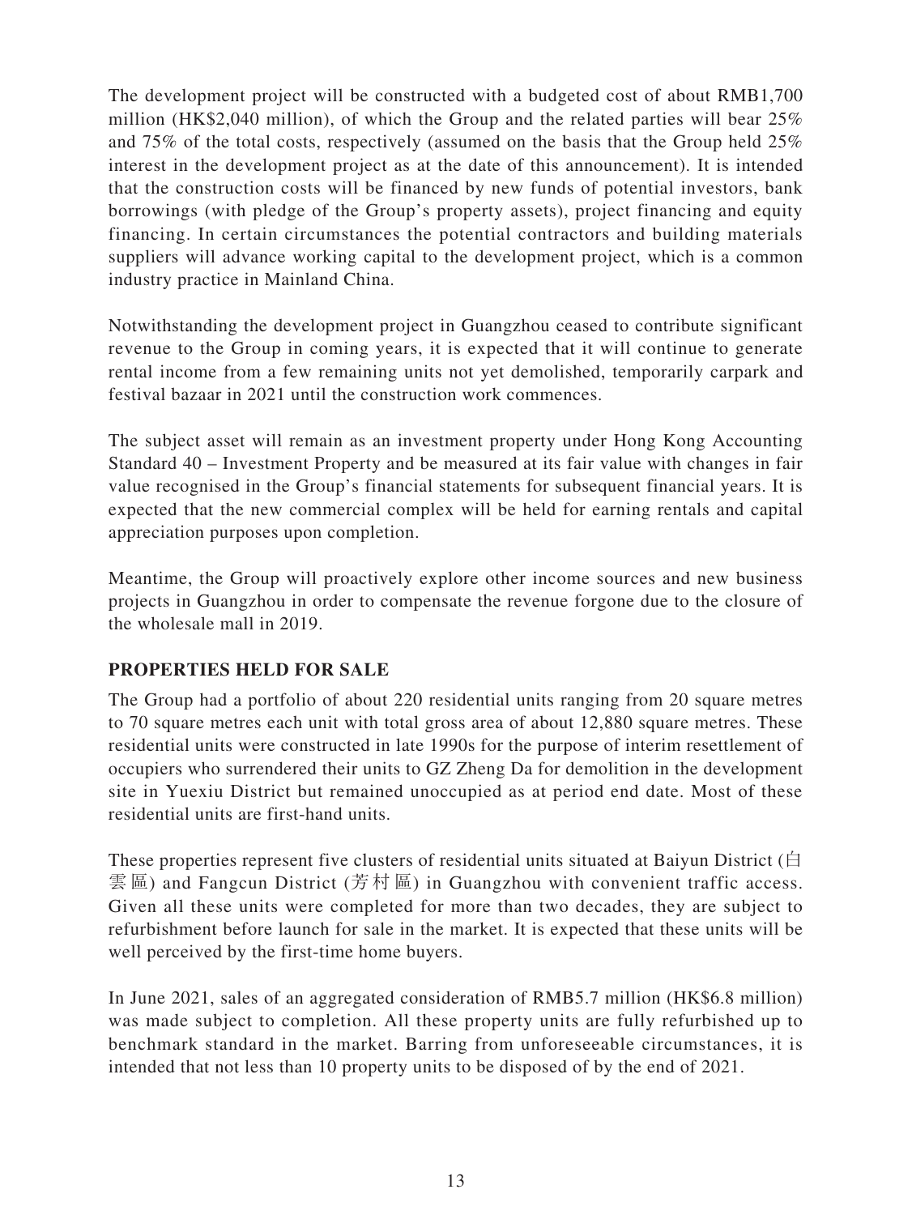The development project will be constructed with a budgeted cost of about RMB1,700 million (HK$2,040 million), of which the Group and the related parties will bear 25% and 75% of the total costs, respectively (assumed on the basis that the Group held 25% interest in the development project as at the date of this announcement). It is intended that the construction costs will be financed by new funds of potential investors, bank borrowings (with pledge of the Group's property assets), project financing and equity financing. In certain circumstances the potential contractors and building materials suppliers will advance working capital to the development project, which is a common industry practice in Mainland China.

Notwithstanding the development project in Guangzhou ceased to contribute significant revenue to the Group in coming years, it is expected that it will continue to generate rental income from a few remaining units not yet demolished, temporarily carpark and festival bazaar in 2021 until the construction work commences.

The subject asset will remain as an investment property under Hong Kong Accounting Standard 40 – Investment Property and be measured at its fair value with changes in fair value recognised in the Group's financial statements for subsequent financial years. It is expected that the new commercial complex will be held for earning rentals and capital appreciation purposes upon completion.

Meantime, the Group will proactively explore other income sources and new business projects in Guangzhou in order to compensate the revenue forgone due to the closure of the wholesale mall in 2019.

## PROPERTIES HELD FOR SALE

The Group had a portfolio of about 220 residential units ranging from 20 square metres to 70 square metres each unit with total gross area of about 12,880 square metres. These residential units were constructed in late 1990s for the purpose of interim resettlement of occupiers who surrendered their units to GZ Zheng Da for demolition in the development site in Yuexiu District but remained unoccupied as at period end date. Most of these residential units are first-hand units.

These properties represent five clusters of residential units situated at Baiyun District (白雲區) and Fangcun District (芳村區) in Guangzhou with convenient traffic access. Given all these units were completed for more than two decades, they are subject to refurbishment before launch for sale in the market. It is expected that these units will be well perceived by the first-time home buyers.

In June 2021, sales of an aggregated consideration of RMB5.7 million (HK$6.8 million) was made subject to completion. All these property units are fully refurbished up to benchmark standard in the market. Barring from unforeseeable circumstances, it is intended that not less than 10 property units to be disposed of by the end of 2021.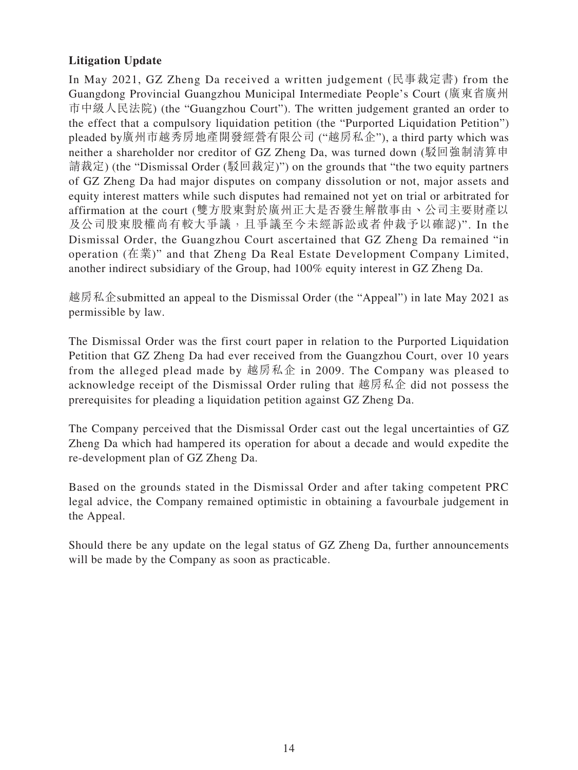**Litigation Update**

In May 2021, GZ Zheng Da received a written judgement (民事裁定書) from the Guangdong Provincial Guangzhou Municipal Intermediate People's Court (廣東省廣州市中級人民法院) (the "Guangzhou Court"). The written judgement granted an order to the effect that a compulsory liquidation petition (the "Purported Liquidation Petition") pleaded by廣州市越秀房地產開發經營有限公司 ("越房私企"), a third party which was neither a shareholder nor creditor of GZ Zheng Da, was turned down (駁回強制清算申請裁定) (the "Dismissal Order (駁回裁定)") on the grounds that "the two equity partners of GZ Zheng Da had major disputes on company dissolution or not, major assets and equity interest matters while such disputes had remained not yet on trial or arbitrated for affirmation at the court (雙方股東對於廣州正大是否發生解散事由、公司主要財產以及公司股東股權尚有較大爭議，且爭議至今未經訴訟或者仲裁予以確認)". In the Dismissal Order, the Guangzhou Court ascertained that GZ Zheng Da remained "in operation (在業)" and that Zheng Da Real Estate Development Company Limited, another indirect subsidiary of the Group, had 100% equity interest in GZ Zheng Da.

越房私企submitted an appeal to the Dismissal Order (the "Appeal") in late May 2021 as permissible by law.

The Dismissal Order was the first court paper in relation to the Purported Liquidation Petition that GZ Zheng Da had ever received from the Guangzhou Court, over 10 years from the alleged plead made by 越房私企 in 2009. The Company was pleased to acknowledge receipt of the Dismissal Order ruling that 越房私企 did not possess the prerequisites for pleading a liquidation petition against GZ Zheng Da.

The Company perceived that the Dismissal Order cast out the legal uncertainties of GZ Zheng Da which had hampered its operation for about a decade and would expedite the re-development plan of GZ Zheng Da.

Based on the grounds stated in the Dismissal Order and after taking competent PRC legal advice, the Company remained optimistic in obtaining a favourbale judgement in the Appeal.

Should there be any update on the legal status of GZ Zheng Da, further announcements will be made by the Company as soon as practicable.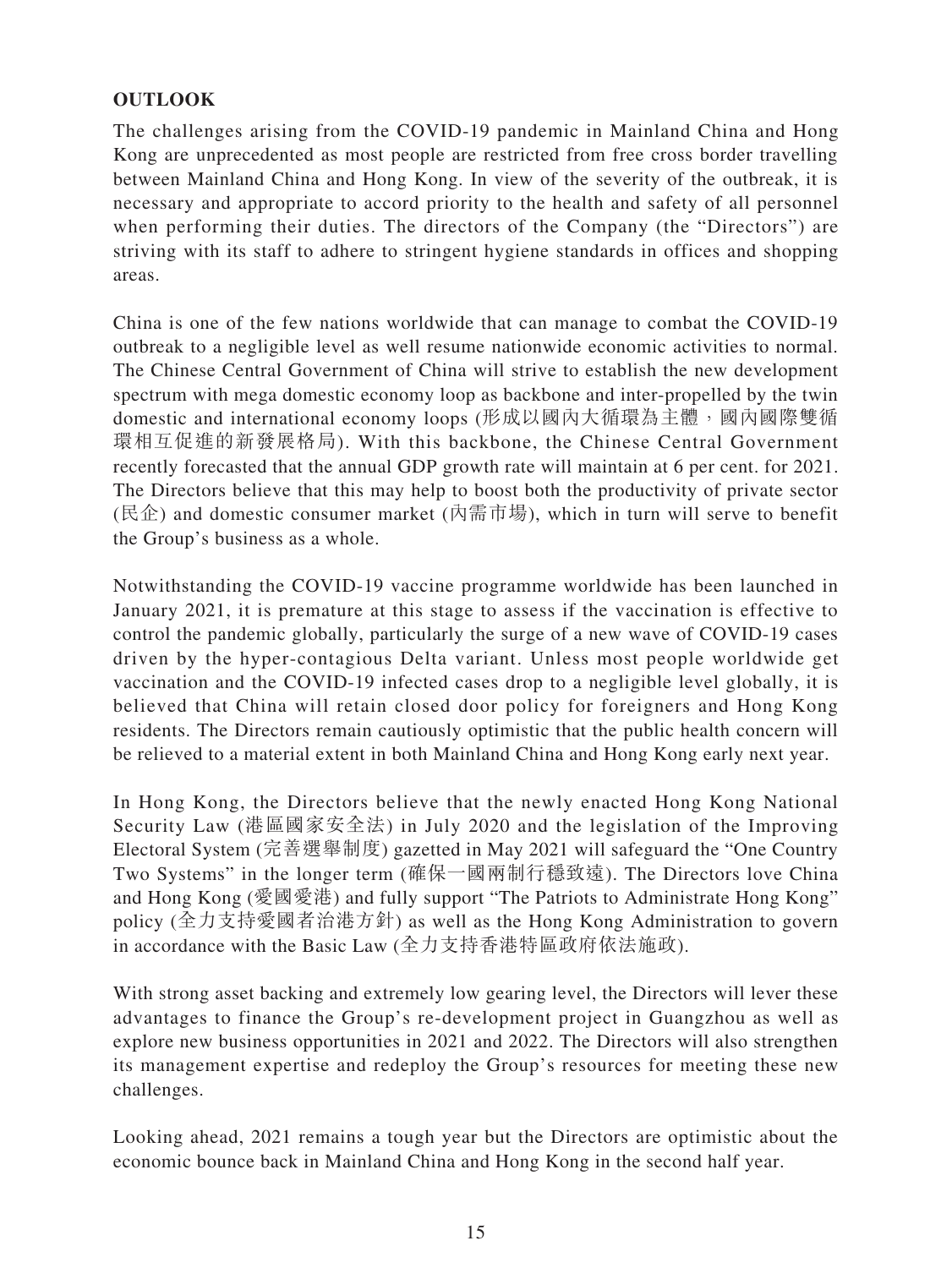**OUTLOOK**

The challenges arising from the COVID-19 pandemic in Mainland China and Hong Kong are unprecedented as most people are restricted from free cross border travelling between Mainland China and Hong Kong. In view of the severity of the outbreak, it is necessary and appropriate to accord priority to the health and safety of all personnel when performing their duties. The directors of the Company (the "Directors") are striving with its staff to adhere to stringent hygiene standards in offices and shopping areas.

China is one of the few nations worldwide that can manage to combat the COVID-19 outbreak to a negligible level as well resume nationwide economic activities to normal. The Chinese Central Government of China will strive to establish the new development spectrum with mega domestic economy loop as backbone and inter-propelled by the twin domestic and international economy loops (形成以國內大循環為主體，國內國際雙循環相互促進的新發展格局). With this backbone, the Chinese Central Government recently forecasted that the annual GDP growth rate will maintain at 6 per cent. for 2021. The Directors believe that this may help to boost both the productivity of private sector (民企) and domestic consumer market (內需市場), which in turn will serve to benefit the Group's business as a whole.

Notwithstanding the COVID-19 vaccine programme worldwide has been launched in January 2021, it is premature at this stage to assess if the vaccination is effective to control the pandemic globally, particularly the surge of a new wave of COVID-19 cases driven by the hyper-contagious Delta variant. Unless most people worldwide get vaccination and the COVID-19 infected cases drop to a negligible level globally, it is believed that China will retain closed door policy for foreigners and Hong Kong residents. The Directors remain cautiously optimistic that the public health concern will be relieved to a material extent in both Mainland China and Hong Kong early next year.

In Hong Kong, the Directors believe that the newly enacted Hong Kong National Security Law (港區國家安全法) in July 2020 and the legislation of the Improving Electoral System (完善選舉制度) gazetted in May 2021 will safeguard the "One Country Two Systems" in the longer term (確保一國兩制行穩致遠). The Directors love China and Hong Kong (愛國愛港) and fully support "The Patriots to Administrate Hong Kong" policy (全力支持愛國者治港方針) as well as the Hong Kong Administration to govern in accordance with the Basic Law (全力支持香港特區政府依法施政).

With strong asset backing and extremely low gearing level, the Directors will lever these advantages to finance the Group's re-development project in Guangzhou as well as explore new business opportunities in 2021 and 2022. The Directors will also strengthen its management expertise and redeploy the Group's resources for meeting these new challenges.

Looking ahead, 2021 remains a tough year but the Directors are optimistic about the economic bounce back in Mainland China and Hong Kong in the second half year.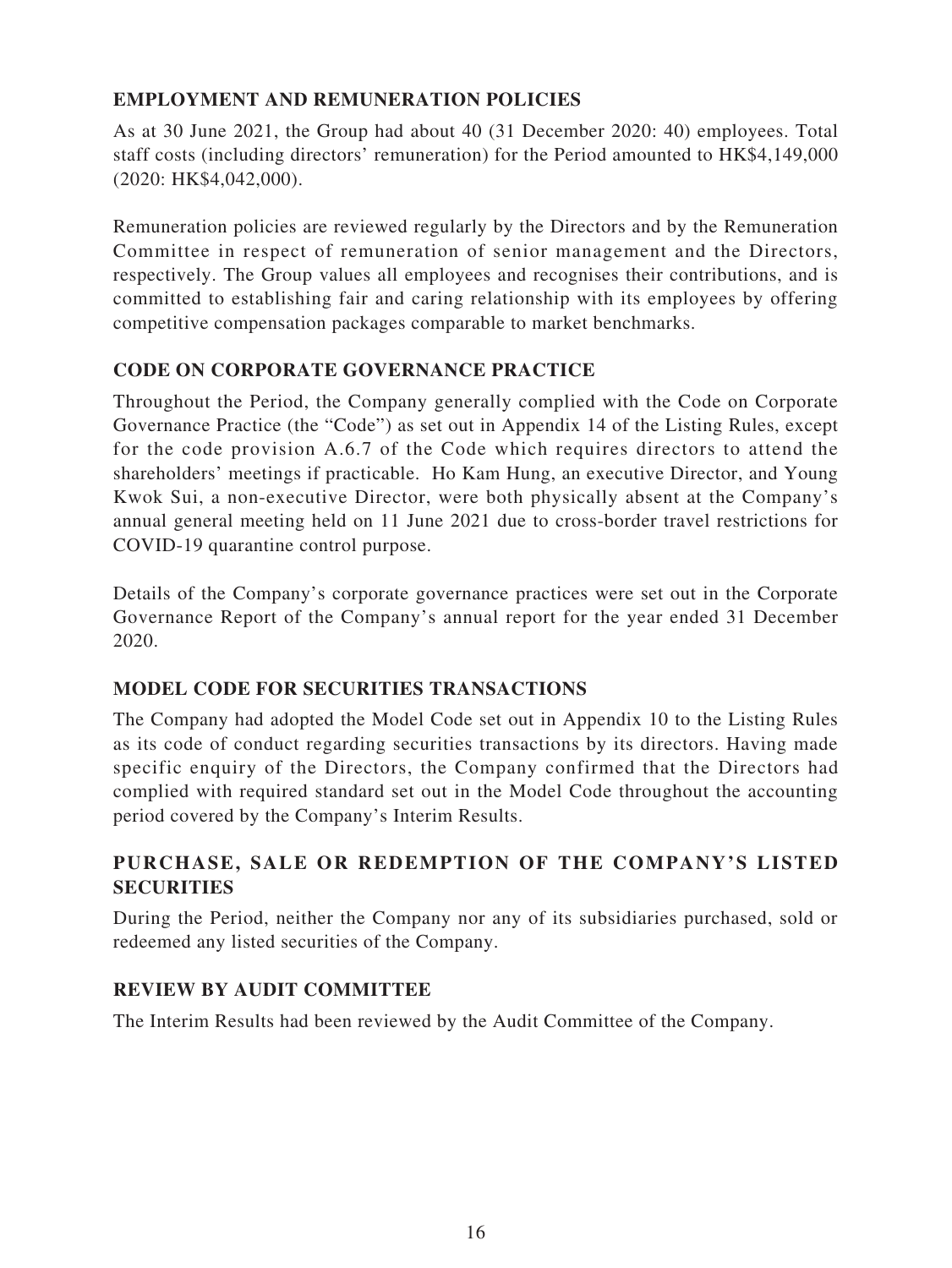**EMPLOYMENT AND REMUNERATION POLICIES**

As at 30 June 2021, the Group had about 40 (31 December 2020: 40) employees. Total staff costs (including directors' remuneration) for the Period amounted to HK$4,149,000 (2020: HK$4,042,000).

Remuneration policies are reviewed regularly by the Directors and by the Remuneration Committee in respect of remuneration of senior management and the Directors, respectively. The Group values all employees and recognises their contributions, and is committed to establishing fair and caring relationship with its employees by offering competitive compensation packages comparable to market benchmarks.

**CODE ON CORPORATE GOVERNANCE PRACTICE**

Throughout the Period, the Company generally complied with the Code on Corporate Governance Practice (the "Code") as set out in Appendix 14 of the Listing Rules, except for the code provision A.6.7 of the Code which requires directors to attend the shareholders' meetings if practicable. Ho Kam Hung, an executive Director, and Young Kwok Sui, a non-executive Director, were both physically absent at the Company's annual general meeting held on 11 June 2021 due to cross-border travel restrictions for COVID-19 quarantine control purpose.

Details of the Company's corporate governance practices were set out in the Corporate Governance Report of the Company's annual report for the year ended 31 December 2020.

**MODEL CODE FOR SECURITIES TRANSACTIONS**

The Company had adopted the Model Code set out in Appendix 10 to the Listing Rules as its code of conduct regarding securities transactions by its directors. Having made specific enquiry of the Directors, the Company confirmed that the Directors had complied with required standard set out in the Model Code throughout the accounting period covered by the Company's Interim Results.

**PURCHASE, SALE OR REDEMPTION OF THE COMPANY'S LISTED SECURITIES**

During the Period, neither the Company nor any of its subsidiaries purchased, sold or redeemed any listed securities of the Company.

**REVIEW BY AUDIT COMMITTEE**

The Interim Results had been reviewed by the Audit Committee of the Company.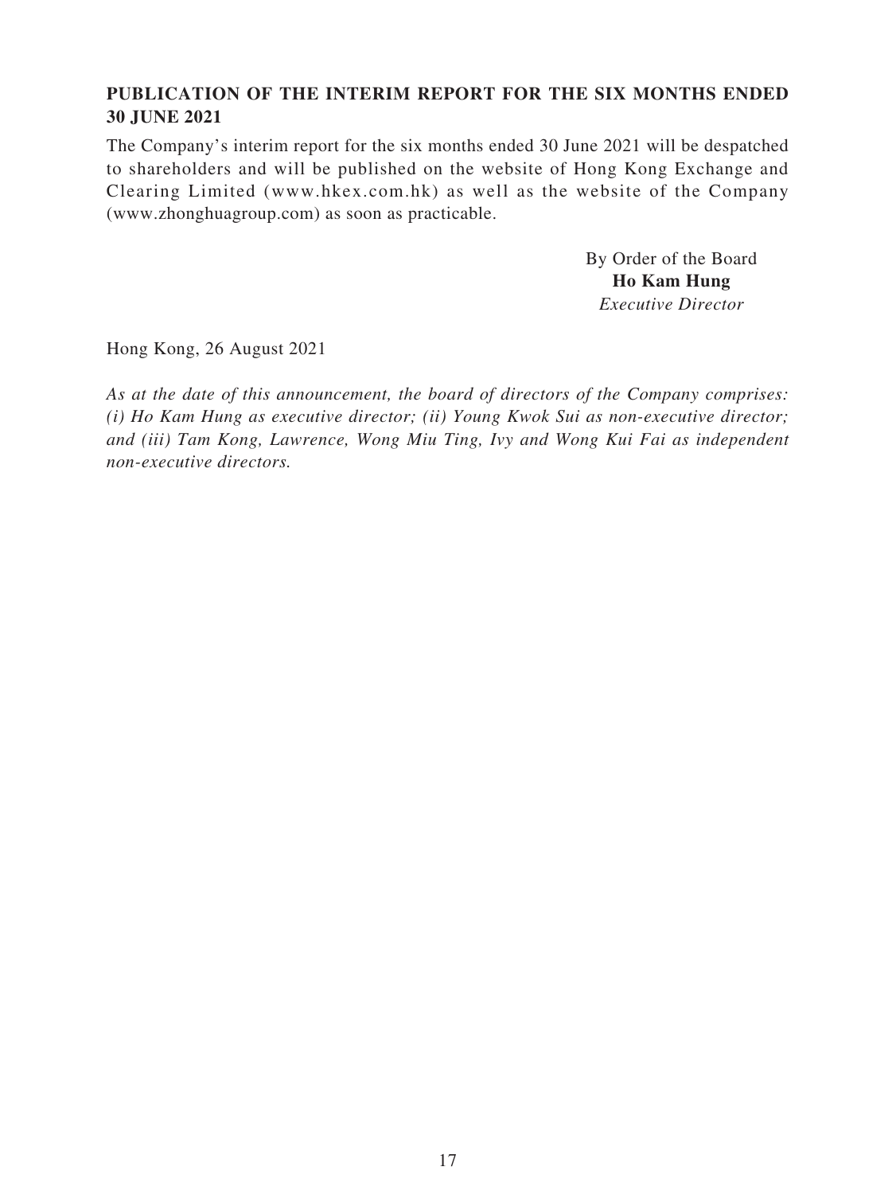## PUBLICATION OF THE INTERIM REPORT FOR THE SIX MONTHS ENDED 30 JUNE 2021

The Company's interim report for the six months ended 30 June 2021 will be despatched to shareholders and will be published on the website of Hong Kong Exchange and Clearing Limited (www.hkex.com.hk) as well as the website of the Company (www.zhonghuagroup.com) as soon as practicable.

By Order of the Board
**Ho Kam Hung**
*Executive Director*

Hong Kong, 26 August 2021

*As at the date of this announcement, the board of directors of the Company comprises: (i) Ho Kam Hung as executive director; (ii) Young Kwok Sui as non-executive director; and (iii) Tam Kong, Lawrence, Wong Miu Ting, Ivy and Wong Kui Fai as independent non-executive directors.*